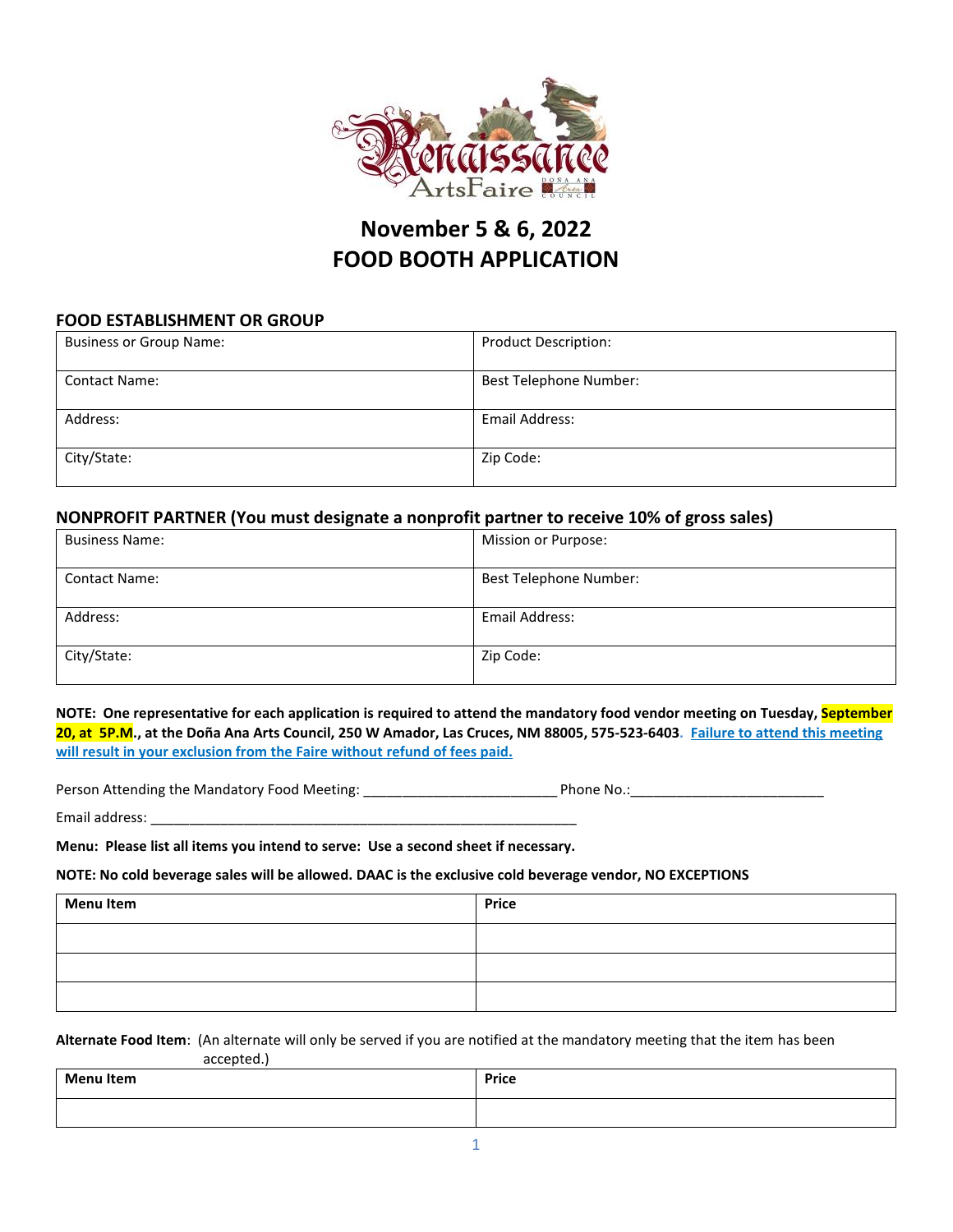# November 5 & 6, 2022
# FOOD BOOTH APPLICATION

## FOOD ESTABLISHMENT OR GROUP

| Business or Group Name: | Product Description: |
|---|---|
| Contact Name: | Best Telephone Number: |
| Address: | Email Address: |
| City/State: | Zip Code: |

## NONPROFIT PARTNER (You must designate a nonprofit partner to receive 10% of gross sales)

| Business Name: | Mission or Purpose: |
|---|---|
| Contact Name: | Best Telephone Number: |
| Address: | Email Address: |
| City/State: | Zip Code: |

**NOTE: One representative for each application is required to attend the mandatory food vendor meeting on Tuesday, September 20, at 5P.M., at the Doña Ana Arts Council, 250 W Amador, Las Cruces, NM 88005, 575-523-6403. Failure to attend this meeting will result in your exclusion from the Faire without refund of fees paid.**

Person Attending the Mandatory Food Meeting: ________________________ Phone No.:________________________

Email address: ________________________________________________________

**Menu: Please list all items you intend to serve: Use a second sheet if necessary.**

**NOTE: No cold beverage sales will be allowed. DAAC is the exclusive cold beverage vendor, NO EXCEPTIONS**

| Menu Item | Price |
|---|---|
| | |
| | |
| | |

**Alternate Food Item**: (An alternate will only be served if you are notified at the mandatory meeting that the item has been accepted.)

| Menu Item | Price |
|---|---|
| | |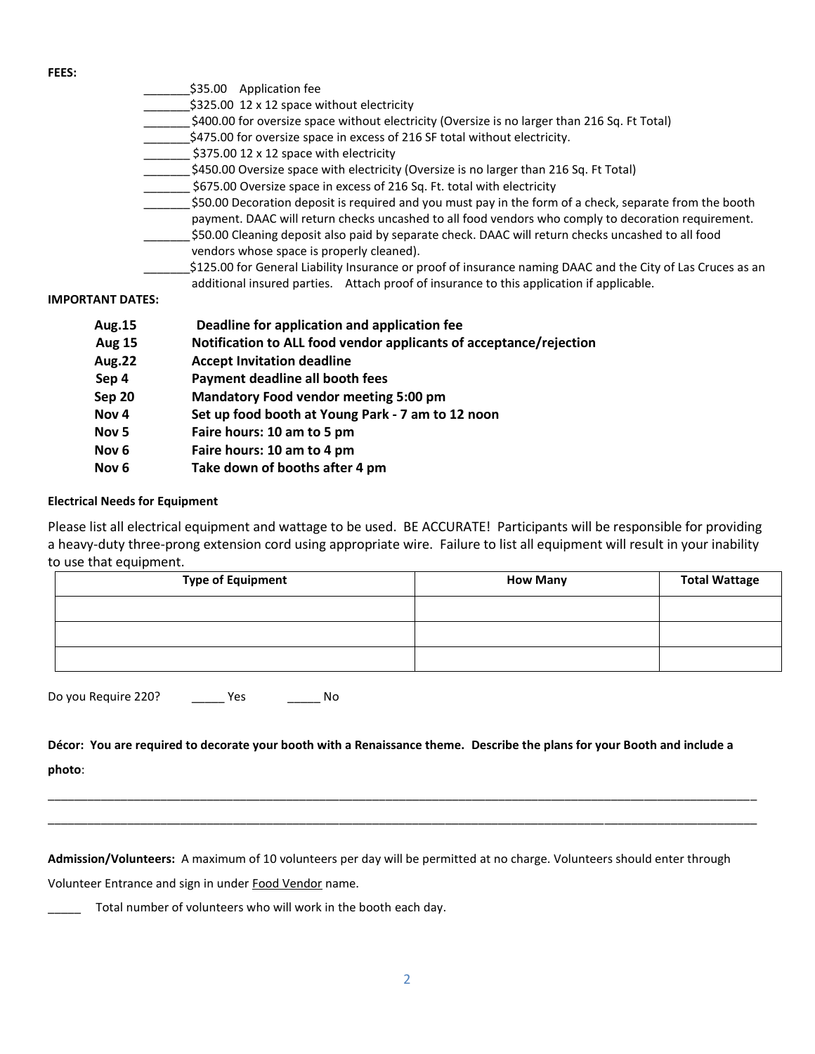**FEES:**

_______$35.00 Application fee

_______$325.00 12 x 12 space without electricity

_______$400.00 for oversize space without electricity (Oversize is no larger than 216 Sq. Ft Total)

_______$475.00 for oversize space in excess of 216 SF total without electricity.

_______ $375.00 12 x 12 space with electricity

_______$450.00 Oversize space with electricity (Oversize is no larger than 216 Sq. Ft Total)

_______ $675.00 Oversize space in excess of 216 Sq. Ft. total with electricity

_______$50.00 Decoration deposit is required and you must pay in the form of a check, separate from the booth payment. DAAC will return checks uncashed to all food vendors who comply to decoration requirement.

_______$50.00 Cleaning deposit also paid by separate check. DAAC will return checks uncashed to all food vendors whose space is properly cleaned).

_______$125.00 for General Liability Insurance or proof of insurance naming DAAC and the City of Las Cruces as an additional insured parties. Attach proof of insurance to this application if applicable.

**IMPORTANT DATES:**

| | |
|---|---|
| **Aug.15** | **Deadline for application and application fee** |
| **Aug 15** | **Notification to ALL food vendor applicants of acceptance/rejection** |
| **Aug.22** | **Accept Invitation deadline** |
| **Sep 4** | **Payment deadline all booth fees** |
| **Sep 20** | **Mandatory Food vendor meeting 5:00 pm** |
| **Nov 4** | **Set up food booth at Young Park - 7 am to 12 noon** |
| **Nov 5** | **Faire hours: 10 am to 5 pm** |
| **Nov 6** | **Faire hours: 10 am to 4 pm** |
| **Nov 6** | **Take down of booths after 4 pm** |

**Electrical Needs for Equipment**

Please list all electrical equipment and wattage to be used. BE ACCURATE! Participants will be responsible for providing a heavy-duty three-prong extension cord using appropriate wire. Failure to list all equipment will result in your inability to use that equipment.

| Type of Equipment | How Many | Total Wattage |
|---|---|---|
| | | |
| | | |
| | | |

Do you Require 220? _____ Yes _____ No

**Décor: You are required to decorate your booth with a Renaissance theme. Describe the plans for your Booth and include a photo**:

______________________________________________________________________________________________________________

______________________________________________________________________________________________________________

**Admission/Volunteers:** A maximum of 10 volunteers per day will be permitted at no charge. Volunteers should enter through Volunteer Entrance and sign in under Food Vendor name.

_____ Total number of volunteers who will work in the booth each day.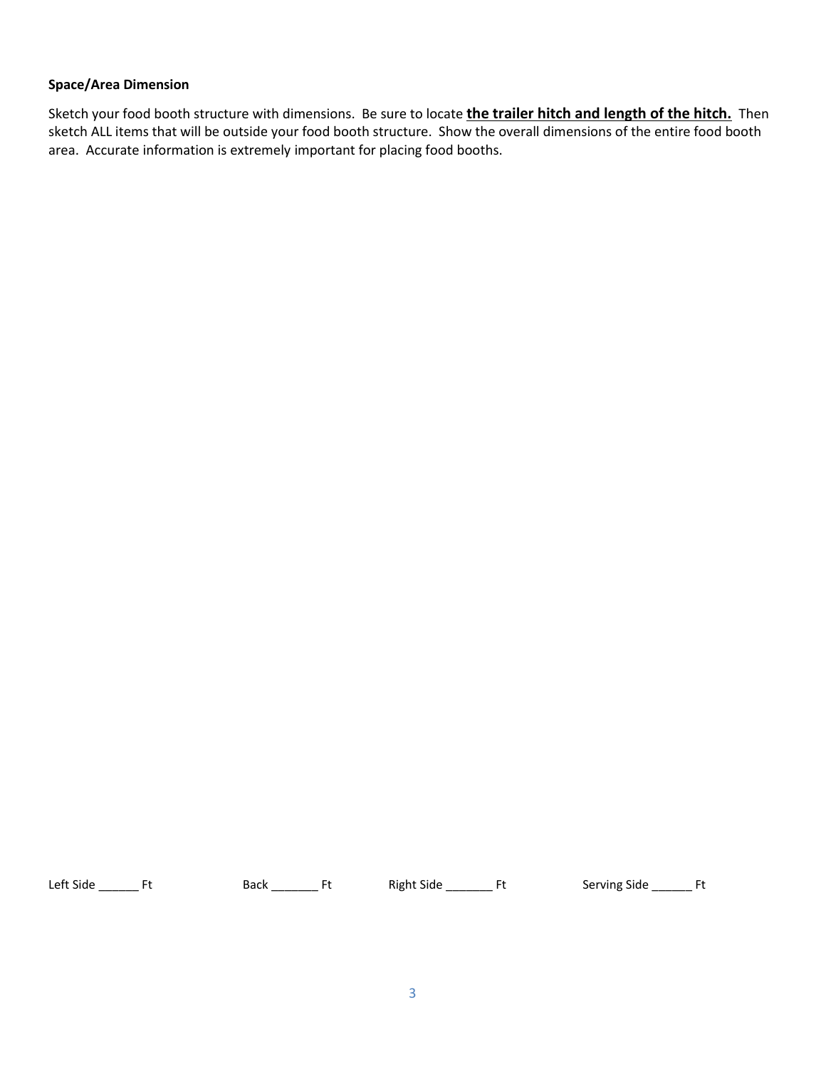**Space/Area Dimension**

Sketch your food booth structure with dimensions. Be sure to locate **the trailer hitch and length of the hitch.** Then sketch ALL items that will be outside your food booth structure. Show the overall dimensions of the entire food booth area. Accurate information is extremely important for placing food booths.

Left Side ______ Ft Back _______ Ft Right Side _______ Ft Serving Side ______ Ft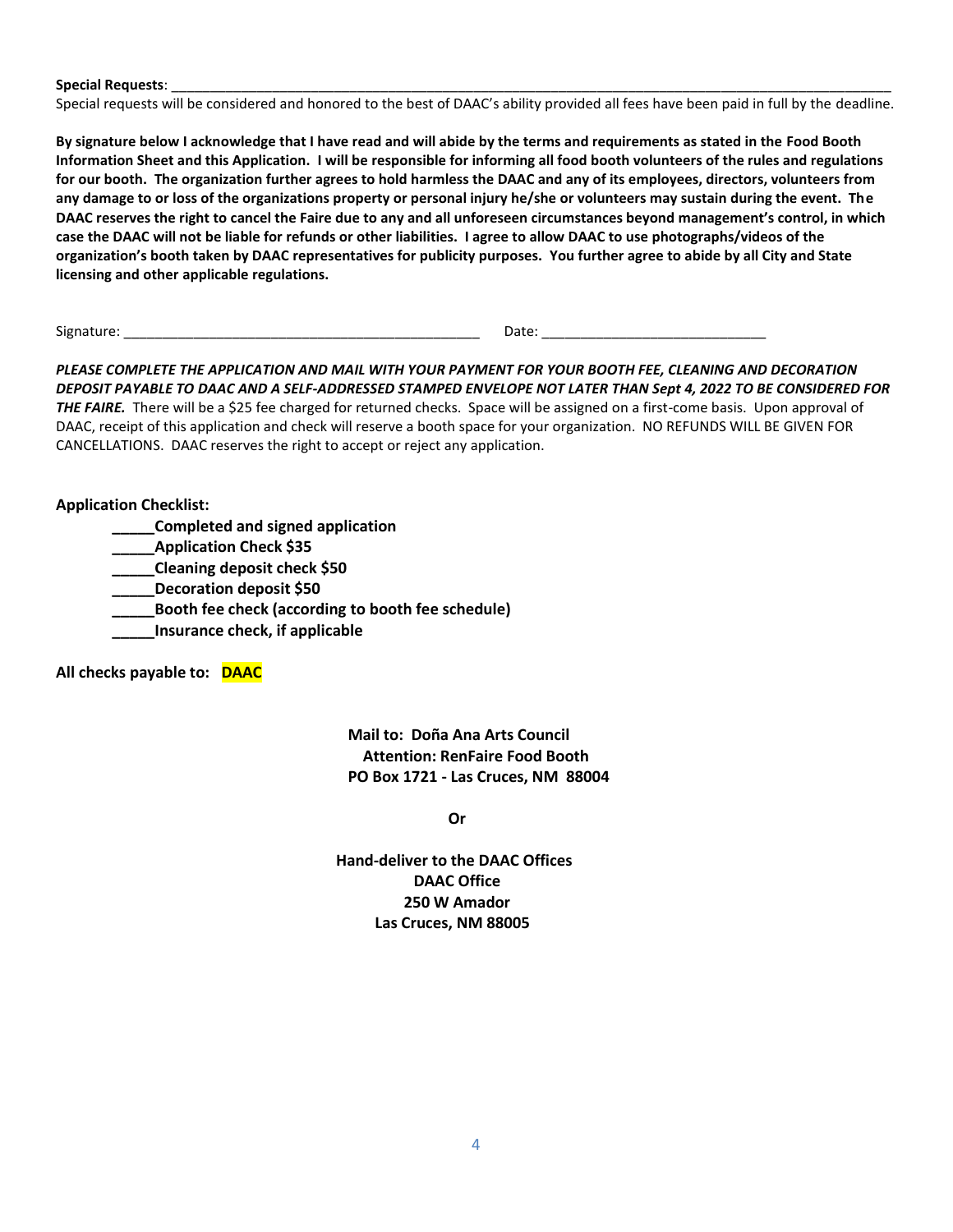**Special Requests**: ______________________________________________________________________________________________

Special requests will be considered and honored to the best of DAAC's ability provided all fees have been paid in full by the deadline.

**By signature below I acknowledge that I have read and will abide by the terms and requirements as stated in the Food Booth Information Sheet and this Application. I will be responsible for informing all food booth volunteers of the rules and regulations for our booth. The organization further agrees to hold harmless the DAAC and any of its employees, directors, volunteers from any damage to or loss of the organizations property or personal injury he/she or volunteers may sustain during the event. The DAAC reserves the right to cancel the Faire due to any and all unforeseen circumstances beyond management's control, in which case the DAAC will not be liable for refunds or other liabilities. I agree to allow DAAC to use photographs/videos of the organization's booth taken by DAAC representatives for publicity purposes. You further agree to abide by all City and State licensing and other applicable regulations.**

Signature: ________________________________________________ Date: _____________________________

***PLEASE COMPLETE THE APPLICATION AND MAIL WITH YOUR PAYMENT FOR YOUR BOOTH FEE, CLEANING AND DECORATION DEPOSIT PAYABLE TO DAAC AND A SELF-ADDRESSED STAMPED ENVELOPE NOT LATER THAN Sept 4, 2022 TO BE CONSIDERED FOR THE FAIRE.*** There will be a $25 fee charged for returned checks. Space will be assigned on a first-come basis. Upon approval of DAAC, receipt of this application and check will reserve a booth space for your organization. NO REFUNDS WILL BE GIVEN FOR CANCELLATIONS. DAAC reserves the right to accept or reject any application.

**Application Checklist:**

- **_____Completed and signed application**
- **_____Application Check $35**
- **_____Cleaning deposit check $50**
- **_____Decoration deposit $50**
- **_____Booth fee check (according to booth fee schedule)**
- **_____Insurance check, if applicable**

**All checks payable to: DAAC**

**Mail to: Doña Ana Arts Council**
**Attention: RenFaire Food Booth**
**PO Box 1721 - Las Cruces, NM 88004**

**Or**

**Hand-deliver to the DAAC Offices**
**DAAC Office**
**250 W Amador**
**Las Cruces, NM 88005**